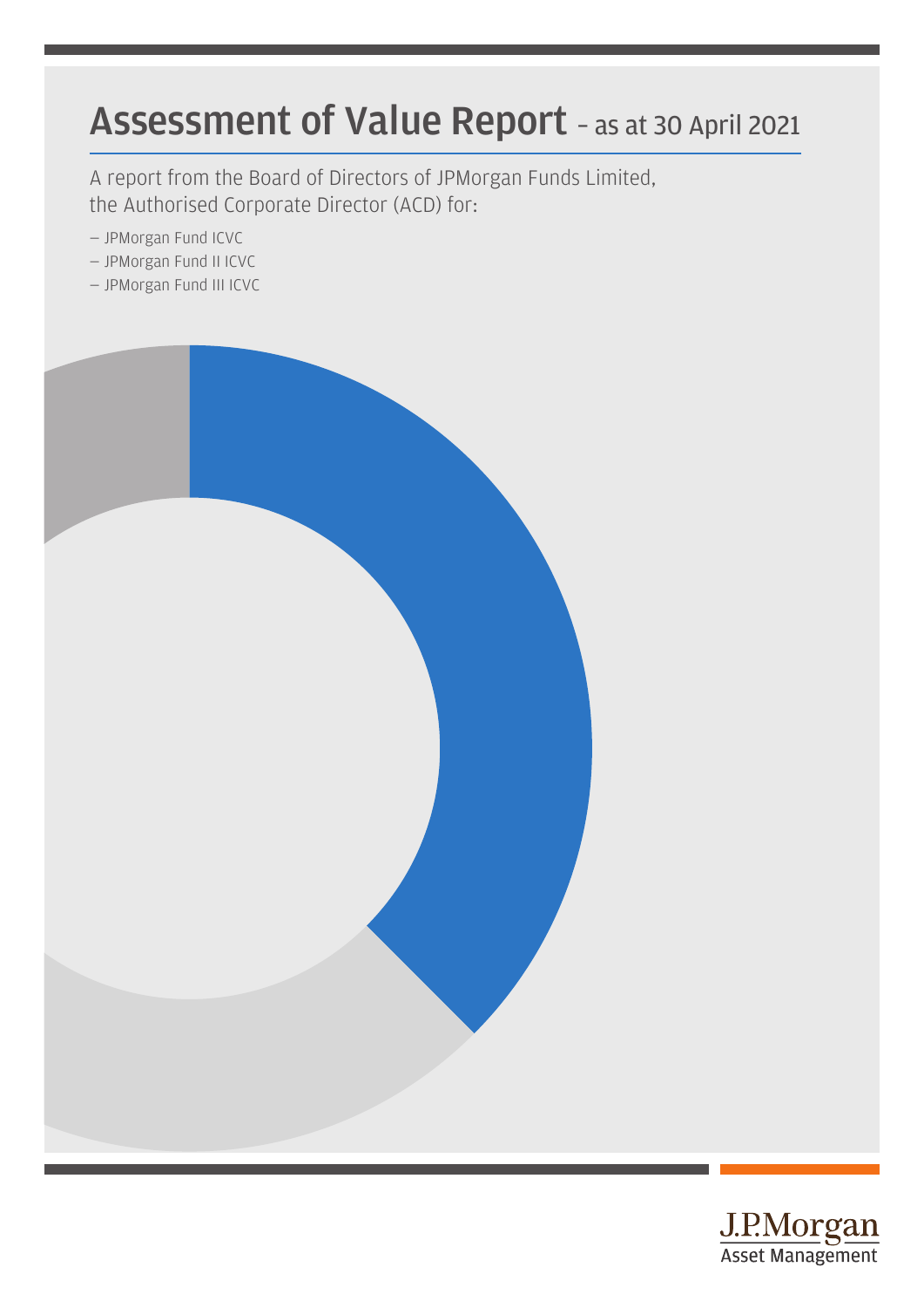# Assessment of Value Report – as at 30 April 2021

A report from the Board of Directors of JPMorgan Funds Limited, the Authorised Corporate Director (ACD) for:

- JPMorgan Fund ICVC
- JPMorgan Fund II ICVC
- JPMorgan Fund III ICVC

J.P.Morgan
Asset Management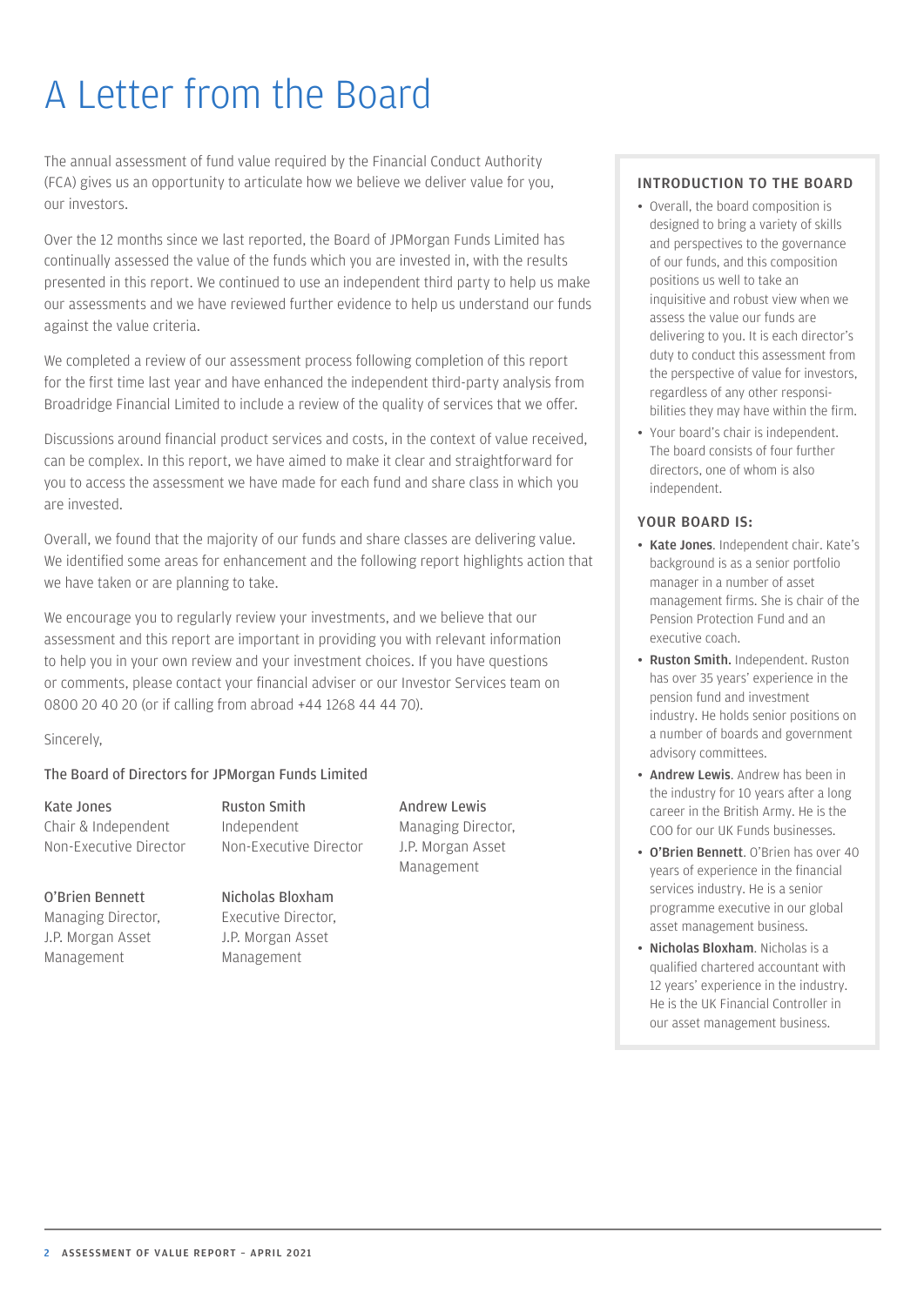# A Letter from the Board

The annual assessment of fund value required by the Financial Conduct Authority (FCA) gives us an opportunity to articulate how we believe we deliver value for you, our investors.

Over the 12 months since we last reported, the Board of JPMorgan Funds Limited has continually assessed the value of the funds which you are invested in, with the results presented in this report. We continued to use an independent third party to help us make our assessments and we have reviewed further evidence to help us understand our funds against the value criteria.

We completed a review of our assessment process following completion of this report for the first time last year and have enhanced the independent third-party analysis from Broadridge Financial Limited to include a review of the quality of services that we offer.

Discussions around financial product services and costs, in the context of value received, can be complex. In this report, we have aimed to make it clear and straightforward for you to access the assessment we have made for each fund and share class in which you are invested.

Overall, we found that the majority of our funds and share classes are delivering value. We identified some areas for enhancement and the following report highlights action that we have taken or are planning to take.

We encourage you to regularly review your investments, and we believe that our assessment and this report are important in providing you with relevant information to help you in your own review and your investment choices. If you have questions or comments, please contact your financial adviser or our Investor Services team on 0800 20 40 20 (or if calling from abroad +44 1268 44 44 70).

Sincerely,

The Board of Directors for JPMorgan Funds Limited

Kate Jones
Chair & Independent Non-Executive Director

Ruston Smith
Independent Non-Executive Director

Andrew Lewis
Managing Director, J.P. Morgan Asset Management

O'Brien Bennett
Managing Director, J.P. Morgan Asset Management

Nicholas Bloxham
Executive Director, J.P. Morgan Asset Management

## INTRODUCTION TO THE BOARD

- Overall, the board composition is designed to bring a variety of skills and perspectives to the governance of our funds, and this composition positions us well to take an inquisitive and robust view when we assess the value our funds are delivering to you. It is each director's duty to conduct this assessment from the perspective of value for investors, regardless of any other responsibilities they may have within the firm.
- Your board's chair is independent. The board consists of four further directors, one of whom is also independent.

## YOUR BOARD IS:

- **Kate Jones**. Independent chair. Kate's background is as a senior portfolio manager in a number of asset management firms. She is chair of the Pension Protection Fund and an executive coach.
- **Ruston Smith.** Independent. Ruston has over 35 years' experience in the pension fund and investment industry. He holds senior positions on a number of boards and government advisory committees.
- **Andrew Lewis**. Andrew has been in the industry for 10 years after a long career in the British Army. He is the COO for our UK Funds businesses.
- **O'Brien Bennett**. O'Brien has over 40 years of experience in the financial services industry. He is a senior programme executive in our global asset management business.
- **Nicholas Bloxham**. Nicholas is a qualified chartered accountant with 12 years' experience in the industry. He is the UK Financial Controller in our asset management business.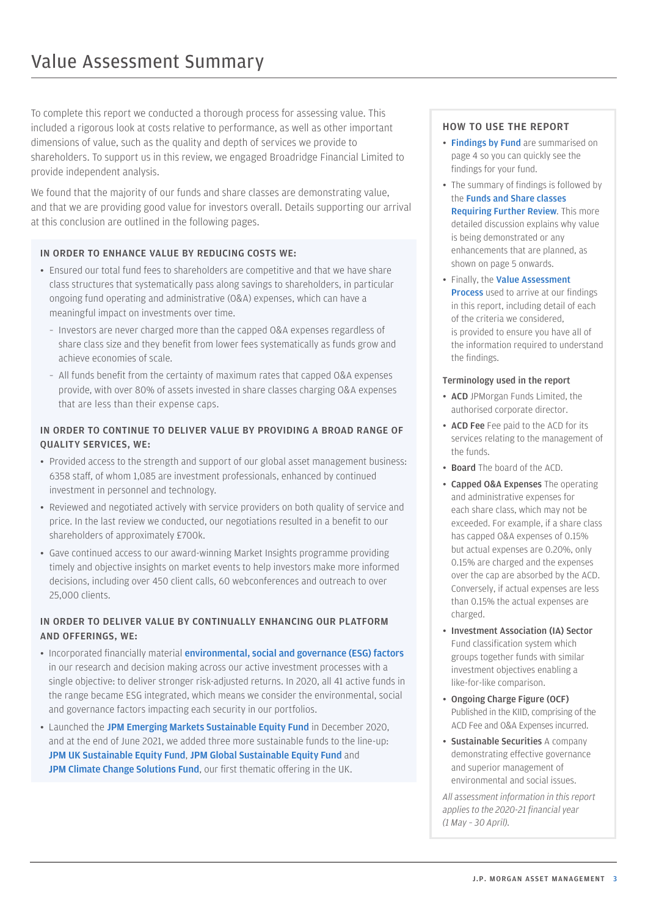# Value Assessment Summary

To complete this report we conducted a thorough process for assessing value. This included a rigorous look at costs relative to performance, as well as other important dimensions of value, such as the quality and depth of services we provide to shareholders. To support us in this review, we engaged Broadridge Financial Limited to provide independent analysis.

We found that the majority of our funds and share classes are demonstrating value, and that we are providing good value for investors overall. Details supporting our arrival at this conclusion are outlined in the following pages.

### IN ORDER TO ENHANCE VALUE BY REDUCING COSTS WE:

- Ensured our total fund fees to shareholders are competitive and that we have share class structures that systematically pass along savings to shareholders, in particular ongoing fund operating and administrative (O&A) expenses, which can have a meaningful impact on investments over time.
  - Investors are never charged more than the capped O&A expenses regardless of share class size and they benefit from lower fees systematically as funds grow and achieve economies of scale.
  - All funds benefit from the certainty of maximum rates that capped O&A expenses provide, with over 80% of assets invested in share classes charging O&A expenses that are less than their expense caps.

### IN ORDER TO CONTINUE TO DELIVER VALUE BY PROVIDING A BROAD RANGE OF QUALITY SERVICES, WE:

- Provided access to the strength and support of our global asset management business: 6358 staff, of whom 1,085 are investment professionals, enhanced by continued investment in personnel and technology.
- Reviewed and negotiated actively with service providers on both quality of service and price. In the last review we conducted, our negotiations resulted in a benefit to our shareholders of approximately £700k.
- Gave continued access to our award-winning Market Insights programme providing timely and objective insights on market events to help investors make more informed decisions, including over 450 client calls, 60 webconferences and outreach to over 25,000 clients.

### IN ORDER TO DELIVER VALUE BY CONTINUALLY ENHANCING OUR PLATFORM AND OFFERINGS, WE:

- Incorporated financially material **environmental, social and governance (ESG) factors** in our research and decision making across our active investment processes with a single objective: to deliver stronger risk-adjusted returns. In 2020, all 41 active funds in the range became ESG integrated, which means we consider the environmental, social and governance factors impacting each security in our portfolios.
- Launched the **JPM Emerging Markets Sustainable Equity Fund** in December 2020, and at the end of June 2021, we added three more sustainable funds to the line-up: **JPM UK Sustainable Equity Fund**, **JPM Global Sustainable Equity Fund** and **JPM Climate Change Solutions Fund**, our first thematic offering in the UK.

### HOW TO USE THE REPORT

- **Findings by Fund** are summarised on page 4 so you can quickly see the findings for your fund.
- The summary of findings is followed by the **Funds and Share classes Requiring Further Review**. This more detailed discussion explains why value is being demonstrated or any enhancements that are planned, as shown on page 5 onwards.
- Finally, the **Value Assessment Process** used to arrive at our findings in this report, including detail of each of the criteria we considered, is provided to ensure you have all of the information required to understand the findings.

#### Terminology used in the report

- **ACD** JPMorgan Funds Limited, the authorised corporate director.
- **ACD Fee** Fee paid to the ACD for its services relating to the management of the funds.
- **Board** The board of the ACD.
- **Capped O&A Expenses** The operating and administrative expenses for each share class, which may not be exceeded. For example, if a share class has capped O&A expenses of 0.15% but actual expenses are 0.20%, only 0.15% are charged and the expenses over the cap are absorbed by the ACD. Conversely, if actual expenses are less than 0.15% the actual expenses are charged.
- **Investment Association (IA) Sector** Fund classification system which groups together funds with similar investment objectives enabling a like-for-like comparison.
- **Ongoing Charge Figure (OCF)** Published in the KIID, comprising of the ACD Fee and O&A Expenses incurred.
- **Sustainable Securities** A company demonstrating effective governance and superior management of environmental and social issues.

*All assessment information in this report applies to the 2020-21 financial year (1 May – 30 April).*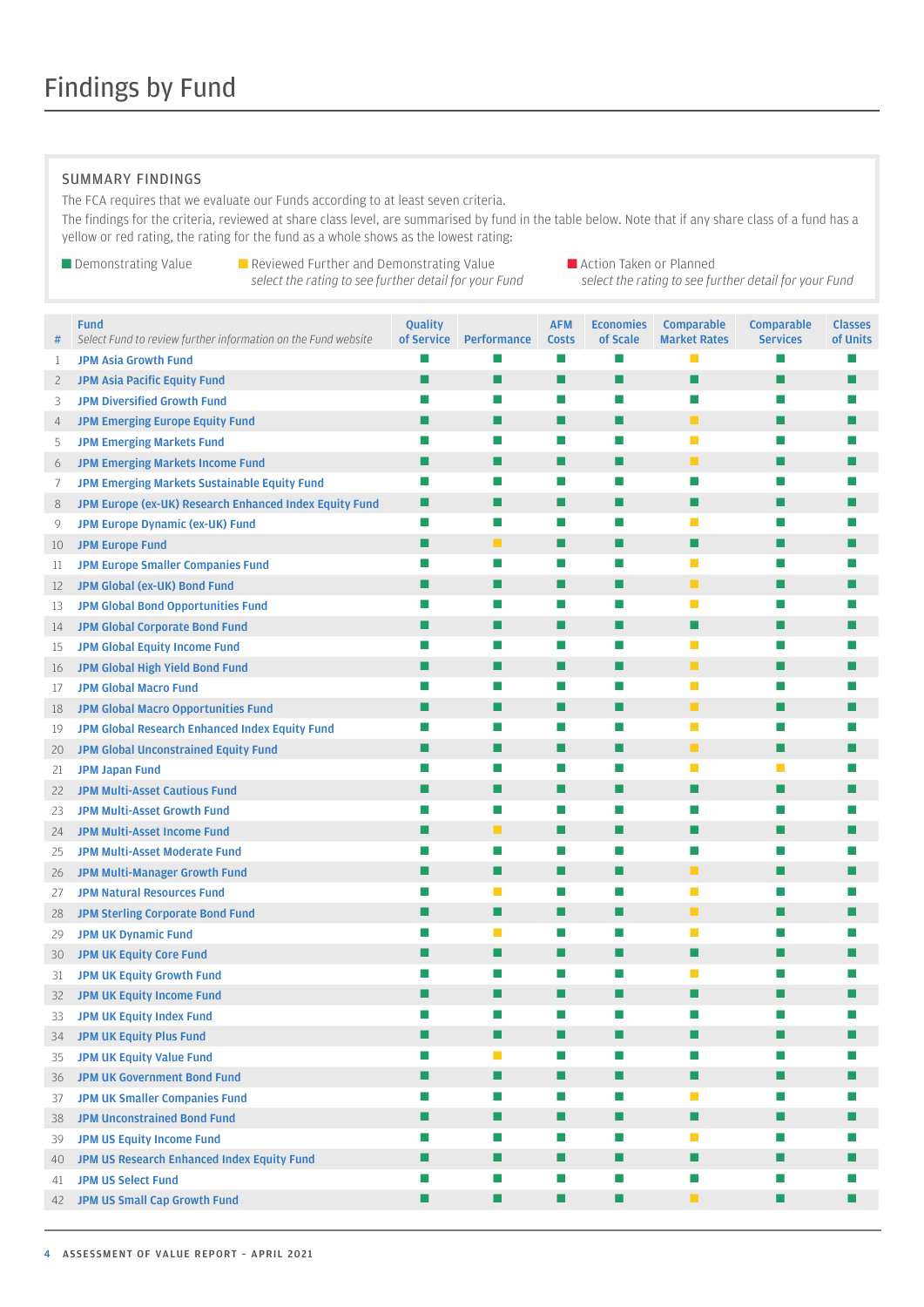# Findings by Fund

## SUMMARY FINDINGS

The FCA requires that we evaluate our Funds according to at least seven criteria.

The findings for the criteria, reviewed at share class level, are summarised by fund in the table below. Note that if any share class of a fund has a yellow or red rating, the rating for the fund as a whole shows as the lowest rating:

- ■ (Green) Demonstrating Value
- ■ (Yellow) Reviewed Further and Demonstrating Value — *select the rating to see further detail for your Fund*
- ■ (Red) Action Taken or Planned — *select the rating to see further detail for your Fund*

| # | Fund<br>*Select Fund to review further information on the Fund website* | Quality of Service | Performance | AFM Costs | Economies of Scale | Comparable Market Rates | Comparable Services | Classes of Units |
|---|---|---|---|---|---|---|---|---|
| 1 | JPM Asia Growth Fund | Green | Green | Green | Green | Yellow | Green | Green |
| 2 | JPM Asia Pacific Equity Fund | Green | Green | Green | Green | Green | Green | Green |
| 3 | JPM Diversified Growth Fund | Green | Green | Green | Green | Green | Green | Green |
| 4 | JPM Emerging Europe Equity Fund | Green | Green | Green | Green | Yellow | Green | Green |
| 5 | JPM Emerging Markets Fund | Green | Green | Green | Green | Yellow | Green | Green |
| 6 | JPM Emerging Markets Income Fund | Green | Green | Green | Green | Yellow | Green | Green |
| 7 | JPM Emerging Markets Sustainable Equity Fund | Green | Green | Green | Green | Green | Green | Green |
| 8 | JPM Europe (ex-UK) Research Enhanced Index Equity Fund | Green | Green | Green | Green | Green | Green | Green |
| 9 | JPM Europe Dynamic (ex-UK) Fund | Green | Green | Green | Green | Yellow | Green | Green |
| 10 | JPM Europe Fund | Green | Yellow | Green | Green | Yellow | Green | Green |
| 11 | JPM Europe Smaller Companies Fund | Green | Green | Green | Green | Yellow | Green | Green |
| 12 | JPM Global (ex-UK) Bond Fund | Green | Green | Green | Green | Yellow | Green | Green |
| 13 | JPM Global Bond Opportunities Fund | Green | Green | Green | Green | Yellow | Green | Green |
| 14 | JPM Global Corporate Bond Fund | Green | Green | Green | Green | Green | Green | Green |
| 15 | JPM Global Equity Income Fund | Green | Green | Green | Green | Yellow | Green | Green |
| 16 | JPM Global High Yield Bond Fund | Green | Green | Green | Green | Yellow | Green | Green |
| 17 | JPM Global Macro Fund | Green | Green | Green | Green | Yellow | Green | Green |
| 18 | JPM Global Macro Opportunities Fund | Green | Green | Green | Green | Yellow | Green | Green |
| 19 | JPM Global Research Enhanced Index Equity Fund | Green | Green | Green | Green | Yellow | Green | Green |
| 20 | JPM Global Unconstrained Equity Fund | Green | Green | Green | Green | Yellow | Green | Green |
| 21 | JPM Japan Fund | Green | Green | Green | Green | Yellow | Yellow | Green |
| 22 | JPM Multi-Asset Cautious Fund | Green | Green | Green | Green | Green | Green | Green |
| 23 | JPM Multi-Asset Growth Fund | Green | Green | Green | Green | Green | Green | Green |
| 24 | JPM Multi-Asset Income Fund | Green | Yellow | Green | Green | Green | Green | Green |
| 25 | JPM Multi-Asset Moderate Fund | Green | Green | Green | Green | Green | Green | Green |
| 26 | JPM Multi-Manager Growth Fund | Green | Green | Green | Green | Yellow | Green | Green |
| 27 | JPM Natural Resources Fund | Green | Yellow | Green | Green | Yellow | Green | Green |
| 28 | JPM Sterling Corporate Bond Fund | Green | Green | Green | Green | Yellow | Green | Green |
| 29 | JPM UK Dynamic Fund | Green | Yellow | Green | Green | Yellow | Green | Green |
| 30 | JPM UK Equity Core Fund | Green | Green | Green | Green | Green | Green | Green |
| 31 | JPM UK Equity Growth Fund | Green | Green | Green | Green | Yellow | Green | Green |
| 32 | JPM UK Equity Income Fund | Green | Green | Green | Green | Green | Green | Green |
| 33 | JPM UK Equity Index Fund | Green | Green | Green | Green | Green | Green | Green |
| 34 | JPM UK Equity Plus Fund | Green | Green | Green | Green | Green | Green | Green |
| 35 | JPM UK Equity Value Fund | Green | Yellow | Green | Green | Green | Green | Green |
| 36 | JPM UK Government Bond Fund | Green | Green | Green | Green | Green | Green | Green |
| 37 | JPM UK Smaller Companies Fund | Green | Green | Green | Green | Yellow | Green | Green |
| 38 | JPM Unconstrained Bond Fund | Green | Green | Green | Green | Green | Green | Green |
| 39 | JPM US Equity Income Fund | Green | Green | Green | Green | Yellow | Green | Green |
| 40 | JPM US Research Enhanced Index Equity Fund | Green | Green | Green | Green | Green | Green | Green |
| 41 | JPM US Select Fund | Green | Green | Green | Green | Green | Green | Green |
| 42 | JPM US Small Cap Growth Fund | Green | Green | Green | Green | Yellow | Green | Green |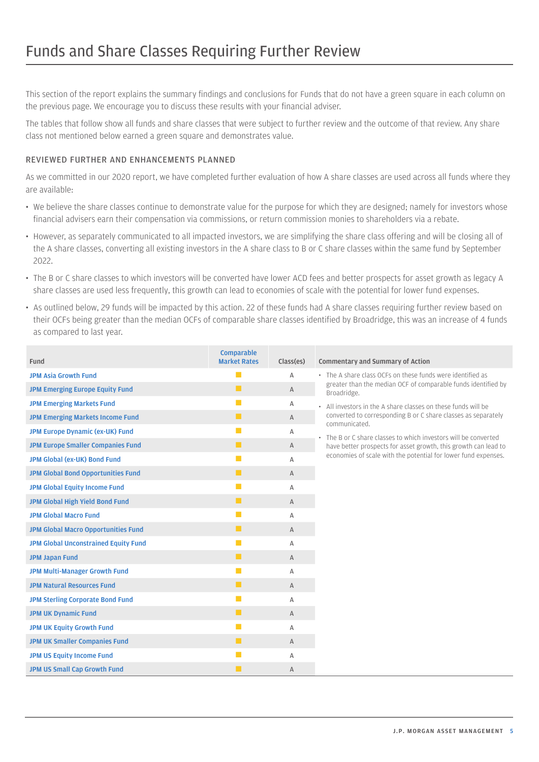# Funds and Share Classes Requiring Further Review

This section of the report explains the summary findings and conclusions for Funds that do not have a green square in each column on the previous page. We encourage you to discuss these results with your financial adviser.

The tables that follow show all funds and share classes that were subject to further review and the outcome of that review. Any share class not mentioned below earned a green square and demonstrates value.

## REVIEWED FURTHER AND ENHANCEMENTS PLANNED

As we committed in our 2020 report, we have completed further evaluation of how A share classes are used across all funds where they are available:

- We believe the share classes continue to demonstrate value for the purpose for which they are designed; namely for investors whose financial advisers earn their compensation via commissions, or return commission monies to shareholders via a rebate.
- However, as separately communicated to all impacted investors, we are simplifying the share class offering and will be closing all of the A share classes, converting all existing investors in the A share class to B or C share classes within the same fund by September 2022.
- The B or C share classes to which investors will be converted have lower ACD fees and better prospects for asset growth as legacy A share classes are used less frequently, this growth can lead to economies of scale with the potential for lower fund expenses.
- As outlined below, 29 funds will be impacted by this action. 22 of these funds had A share classes requiring further review based on their OCFs being greater than the median OCFs of comparable share classes identified by Broadridge, this was an increase of 4 funds as compared to last year.

| Fund | Comparable Market Rates | Class(es) | Commentary and Summary of Action |
|---|---|---|---|
| JPM Asia Growth Fund | ■ | A | • The A share class OCFs on these funds were identified as greater than the median OCF of comparable funds identified by Broadridge.<br>• All investors in the A share classes on these funds will be converted to corresponding B or C share classes as separately communicated.<br>• The B or C share classes to which investors will be converted have better prospects for asset growth, this growth can lead to economies of scale with the potential for lower fund expenses. |
| JPM Emerging Europe Equity Fund | ■ | A | |
| JPM Emerging Markets Fund | ■ | A | |
| JPM Emerging Markets Income Fund | ■ | A | |
| JPM Europe Dynamic (ex-UK) Fund | ■ | A | |
| JPM Europe Smaller Companies Fund | ■ | A | |
| JPM Global (ex-UK) Bond Fund | ■ | A | |
| JPM Global Bond Opportunities Fund | ■ | A | |
| JPM Global Equity Income Fund | ■ | A | |
| JPM Global High Yield Bond Fund | ■ | A | |
| JPM Global Macro Fund | ■ | A | |
| JPM Global Macro Opportunities Fund | ■ | A | |
| JPM Global Unconstrained Equity Fund | ■ | A | |
| JPM Japan Fund | ■ | A | |
| JPM Multi-Manager Growth Fund | ■ | A | |
| JPM Natural Resources Fund | ■ | A | |
| JPM Sterling Corporate Bond Fund | ■ | A | |
| JPM UK Dynamic Fund | ■ | A | |
| JPM UK Equity Growth Fund | ■ | A | |
| JPM UK Smaller Companies Fund | ■ | A | |
| JPM US Equity Income Fund | ■ | A | |
| JPM US Small Cap Growth Fund | ■ | A | |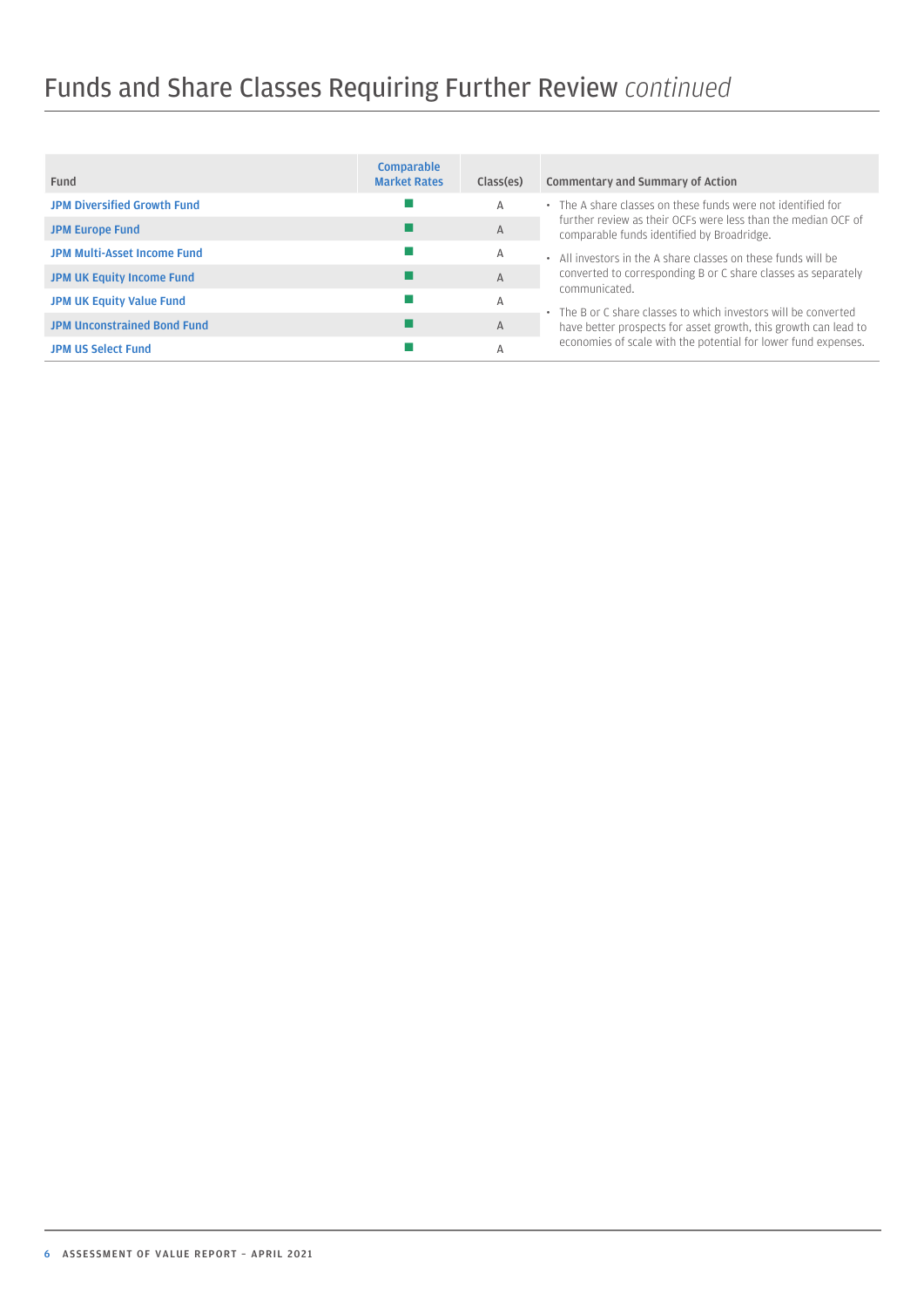# Funds and Share Classes Requiring Further Review *continued*

| Fund | Comparable Market Rates | Class(es) | Commentary and Summary of Action |
|---|---|---|---|
| **JPM Diversified Growth Fund** | ■ | A | • The A share classes on these funds were not identified for further review as their OCFs were less than the median OCF of comparable funds identified by Broadridge.<br>• All investors in the A share classes on these funds will be converted to corresponding B or C share classes as separately communicated.<br>• The B or C share classes to which investors will be converted have better prospects for asset growth, this growth can lead to economies of scale with the potential for lower fund expenses. |
| **JPM Europe Fund** | ■ | A | |
| **JPM Multi-Asset Income Fund** | ■ | A | |
| **JPM UK Equity Income Fund** | ■ | A | |
| **JPM UK Equity Value Fund** | ■ | A | |
| **JPM Unconstrained Bond Fund** | ■ | A | |
| **JPM US Select Fund** | ■ | A | |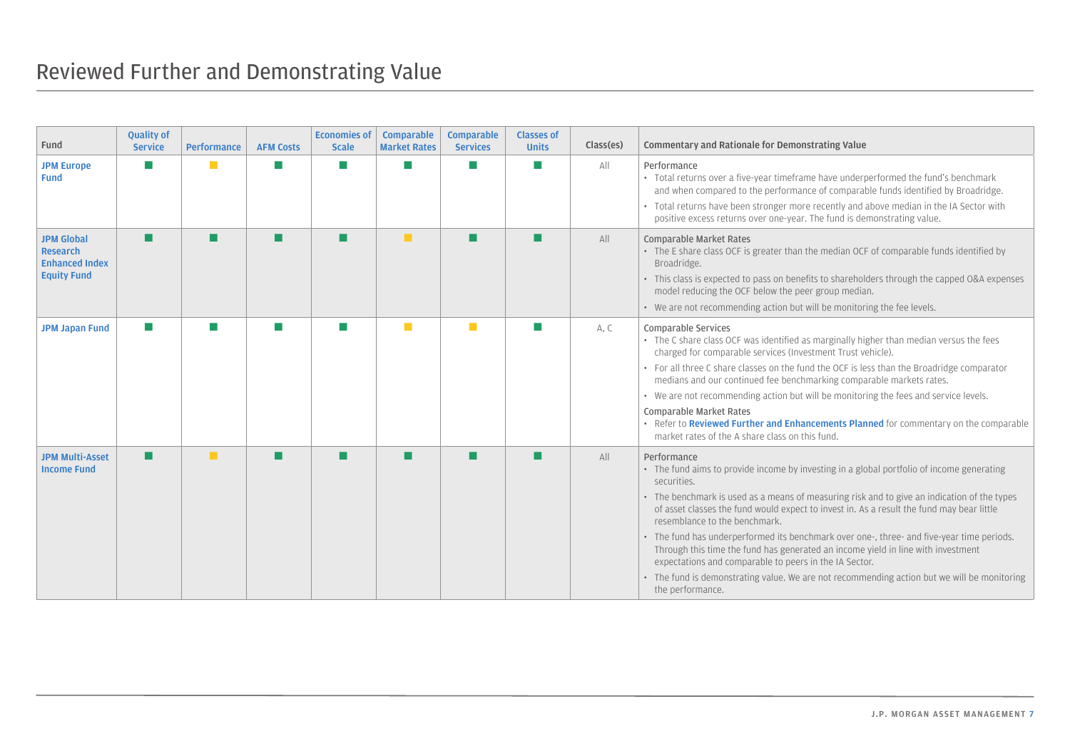# Reviewed Further and Demonstrating Value

| Fund | Quality of Service | Performance | AFM Costs | Economies of Scale | Comparable Market Rates | Comparable Services | Classes of Units | Class(es) | Commentary and Rationale for Demonstrating Value |
|---|---|---|---|---|---|---|---|---|---|
| JPM Europe Fund | ■ (Green) | ■ (Amber) | ■ (Green) | ■ (Green) | ■ (Green) | ■ (Green) | ■ (Green) | All | Performance<br>• Total returns over a five-year timeframe have underperformed the fund's benchmark and when compared to the performance of comparable funds identified by Broadridge.<br>• Total returns have been stronger more recently and above median in the IA Sector with positive excess returns over one-year. The fund is demonstrating value. |
| JPM Global Research Enhanced Index Equity Fund | ■ (Green) | ■ (Green) | ■ (Green) | ■ (Green) | ■ (Amber) | ■ (Green) | ■ (Green) | All | Comparable Market Rates<br>• The E share class OCF is greater than the median OCF of comparable funds identified by Broadridge.<br>• This class is expected to pass on benefits to shareholders through the capped O&A expenses model reducing the OCF below the peer group median.<br>• We are not recommending action but will be monitoring the fee levels. |
| JPM Japan Fund | ■ (Green) | ■ (Green) | ■ (Green) | ■ (Green) | ■ (Amber) | ■ (Amber) | ■ (Green) | A, C | Comparable Services<br>• The C share class OCF was identified as marginally higher than median versus the fees charged for comparable services (Investment Trust vehicle).<br>• For all three C share classes on the fund the OCF is less than the Broadridge comparator medians and our continued fee benchmarking comparable markets rates.<br>• We are not recommending action but will be monitoring the fees and service levels.<br>Comparable Market Rates<br>• Refer to **Reviewed Further and Enhancements Planned** for commentary on the comparable market rates of the A share class on this fund. |
| JPM Multi-Asset Income Fund | ■ (Green) | ■ (Amber) | ■ (Green) | ■ (Green) | ■ (Green) | ■ (Green) | ■ (Green) | All | Performance<br>• The fund aims to provide income by investing in a global portfolio of income generating securities.<br>• The benchmark is used as a means of measuring risk and to give an indication of the types of asset classes the fund would expect to invest in. As a result the fund may bear little resemblance to the benchmark.<br>• The fund has underperformed its benchmark over one-, three- and five-year time periods. Through this time the fund has generated an income yield in line with investment expectations and comparable to peers in the IA Sector.<br>• The fund is demonstrating value. We are not recommending action but we will be monitoring the performance. |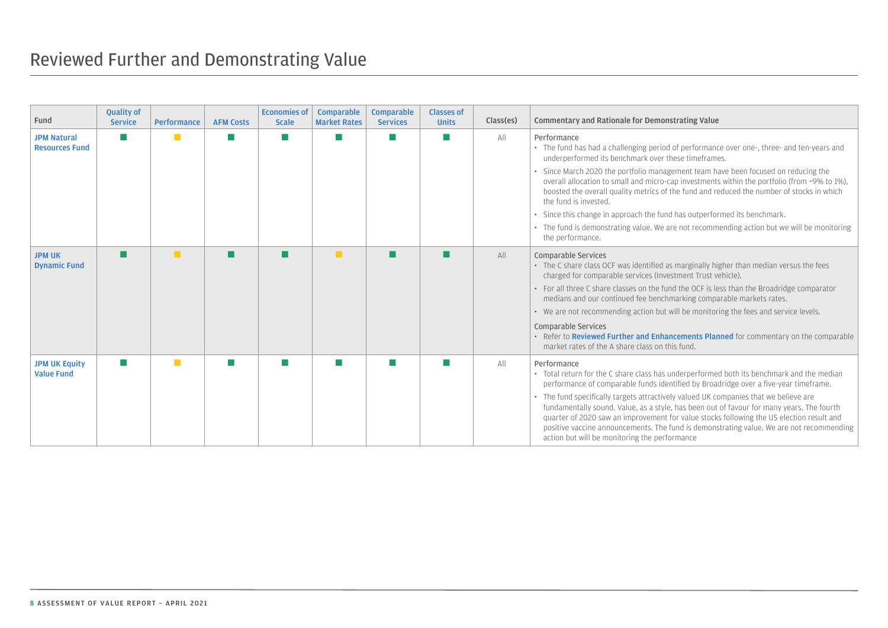# Reviewed Further and Demonstrating Value

| Fund | Quality of Service | Performance | AFM Costs | Economies of Scale | Comparable Market Rates | Comparable Services | Classes of Units | Class(es) | Commentary and Rationale for Demonstrating Value |
|---|---|---|---|---|---|---|---|---|---|
| JPM Natural Resources Fund | Green | Amber | Green | Green | Green | Green | Green | All | Performance<br>• The fund has had a challenging period of performance over one-, three- and ten-years and underperformed its benchmark over these timeframes.<br>• Since March 2020 the portfolio management team have been focused on reducing the overall allocation to small and micro-cap investments within the portfolio (from ~9% to 1%), boosted the overall quality metrics of the fund and reduced the number of stocks in which the fund is invested.<br>• Since this change in approach the fund has outperformed its benchmark.<br>• The fund is demonstrating value. We are not recommending action but we will be monitoring the performance. |
| JPM UK Dynamic Fund | Green | Amber | Green | Green | Amber | Green | Green | All | Comparable Services<br>• The C share class OCF was identified as marginally higher than median versus the fees charged for comparable services (Investment Trust vehicle).<br>• For all three C share classes on the fund the OCF is less than the Broadridge comparator medians and our continued fee benchmarking comparable markets rates.<br>• We are not recommending action but will be monitoring the fees and service levels.<br>Comparable Services<br>• Refer to **Reviewed Further and Enhancements Planned** for commentary on the comparable market rates of the A share class on this fund. |
| JPM UK Equity Value Fund | Green | Amber | Green | Green | Green | Green | Green | All | Performance<br>• Total return for the C share class has underperformed both its benchmark and the median performance of comparable funds identified by Broadridge over a five-year timeframe.<br>• The fund specifically targets attractively valued UK companies that we believe are fundamentally sound. Value, as a style, has been out of favour for many years. The fourth quarter of 2020 saw an improvement for value stocks following the US election result and positive vaccine announcements. The fund is demonstrating value. We are not recommending action but will be monitoring the performance |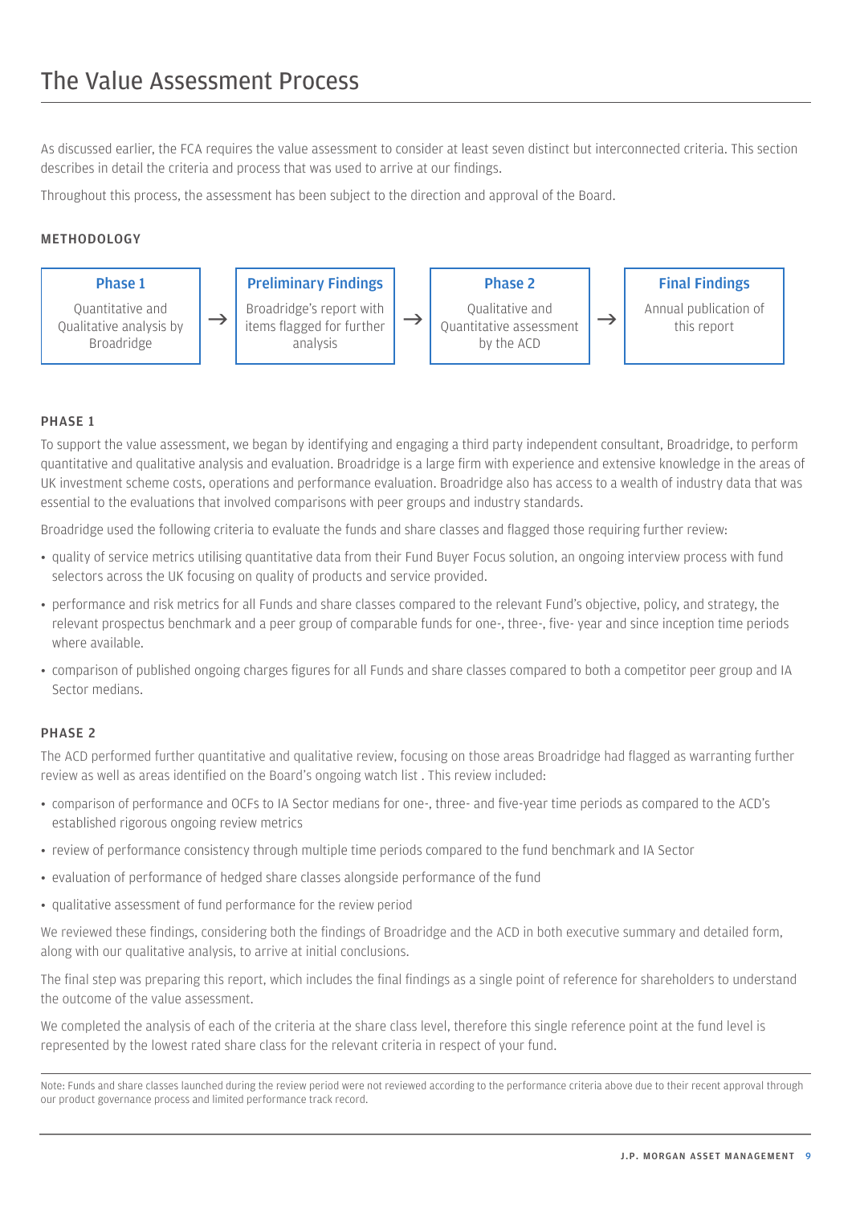# The Value Assessment Process

As discussed earlier, the FCA requires the value assessment to consider at least seven distinct but interconnected criteria. This section describes in detail the criteria and process that was used to arrive at our findings.

Throughout this process, the assessment has been subject to the direction and approval of the Board.

### METHODOLOGY

| Phase 1 | → | Preliminary Findings | → | Phase 2 | → | Final Findings |
|---|---|---|---|---|---|---|
| Quantitative and Qualitative analysis by Broadridge | | Broadridge's report with items flagged for further analysis | | Qualitative and Quantitative assessment by the ACD | | Annual publication of this report |

### PHASE 1

To support the value assessment, we began by identifying and engaging a third party independent consultant, Broadridge, to perform quantitative and qualitative analysis and evaluation. Broadridge is a large firm with experience and extensive knowledge in the areas of UK investment scheme costs, operations and performance evaluation. Broadridge also has access to a wealth of industry data that was essential to the evaluations that involved comparisons with peer groups and industry standards.

Broadridge used the following criteria to evaluate the funds and share classes and flagged those requiring further review:

- quality of service metrics utilising quantitative data from their Fund Buyer Focus solution, an ongoing interview process with fund selectors across the UK focusing on quality of products and service provided.
- performance and risk metrics for all Funds and share classes compared to the relevant Fund's objective, policy, and strategy, the relevant prospectus benchmark and a peer group of comparable funds for one-, three-, five- year and since inception time periods where available.
- comparison of published ongoing charges figures for all Funds and share classes compared to both a competitor peer group and IA Sector medians.

### PHASE 2

The ACD performed further quantitative and qualitative review, focusing on those areas Broadridge had flagged as warranting further review as well as areas identified on the Board's ongoing watch list . This review included:

- comparison of performance and OCFs to IA Sector medians for one-, three- and five-year time periods as compared to the ACD's established rigorous ongoing review metrics
- review of performance consistency through multiple time periods compared to the fund benchmark and IA Sector
- evaluation of performance of hedged share classes alongside performance of the fund
- qualitative assessment of fund performance for the review period

We reviewed these findings, considering both the findings of Broadridge and the ACD in both executive summary and detailed form, along with our qualitative analysis, to arrive at initial conclusions.

The final step was preparing this report, which includes the final findings as a single point of reference for shareholders to understand the outcome of the value assessment.

We completed the analysis of each of the criteria at the share class level, therefore this single reference point at the fund level is represented by the lowest rated share class for the relevant criteria in respect of your fund.

Note: Funds and share classes launched during the review period were not reviewed according to the performance criteria above due to their recent approval through our product governance process and limited performance track record.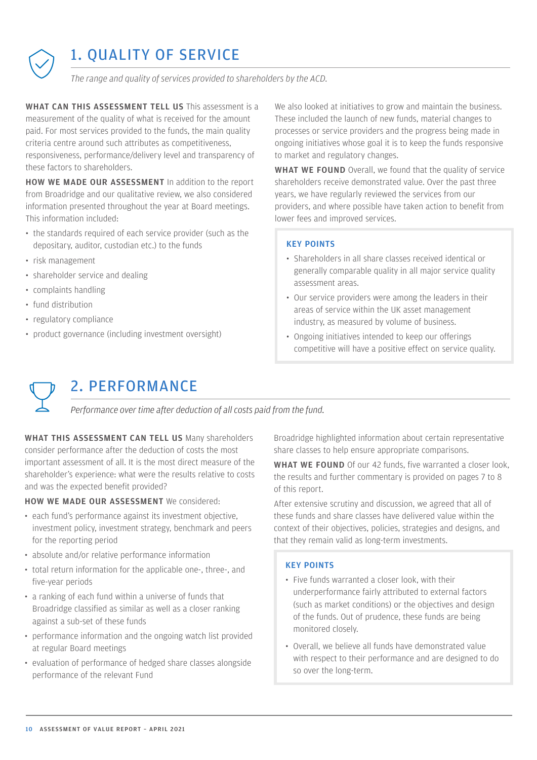# 1. QUALITY OF SERVICE

*The range and quality of services provided to shareholders by the ACD.*

**WHAT CAN THIS ASSESSMENT TELL US** This assessment is a measurement of the quality of what is received for the amount paid. For most services provided to the funds, the main quality criteria centre around such attributes as competitiveness, responsiveness, performance/delivery level and transparency of these factors to shareholders.

**HOW WE MADE OUR ASSESSMENT** In addition to the report from Broadridge and our qualitative review, we also considered information presented throughout the year at Board meetings. This information included:

- the standards required of each service provider (such as the depositary, auditor, custodian etc.) to the funds
- risk management
- shareholder service and dealing
- complaints handling
- fund distribution
- regulatory compliance
- product governance (including investment oversight)

We also looked at initiatives to grow and maintain the business. These included the launch of new funds, material changes to processes or service providers and the progress being made in ongoing initiatives whose goal it is to keep the funds responsive to market and regulatory changes.

**WHAT WE FOUND** Overall, we found that the quality of service shareholders receive demonstrated value. Over the past three years, we have regularly reviewed the services from our providers, and where possible have taken action to benefit from lower fees and improved services.

### KEY POINTS

- Shareholders in all share classes received identical or generally comparable quality in all major service quality assessment areas.
- Our service providers were among the leaders in their areas of service within the UK asset management industry, as measured by volume of business.
- Ongoing initiatives intended to keep our offerings competitive will have a positive effect on service quality.

# 2. PERFORMANCE

*Performance over time after deduction of all costs paid from the fund.*

**WHAT THIS ASSESSMENT CAN TELL US** Many shareholders consider performance after the deduction of costs the most important assessment of all. It is the most direct measure of the shareholder's experience: what were the results relative to costs and was the expected benefit provided?

**HOW WE MADE OUR ASSESSMENT** We considered:

- each fund's performance against its investment objective, investment policy, investment strategy, benchmark and peers for the reporting period
- absolute and/or relative performance information
- total return information for the applicable one-, three-, and five-year periods
- a ranking of each fund within a universe of funds that Broadridge classified as similar as well as a closer ranking against a sub-set of these funds
- performance information and the ongoing watch list provided at regular Board meetings
- evaluation of performance of hedged share classes alongside performance of the relevant Fund

Broadridge highlighted information about certain representative share classes to help ensure appropriate comparisons.

**WHAT WE FOUND** Of our 42 funds, five warranted a closer look, the results and further commentary is provided on pages 7 to 8 of this report.

After extensive scrutiny and discussion, we agreed that all of these funds and share classes have delivered value within the context of their objectives, policies, strategies and designs, and that they remain valid as long-term investments.

### KEY POINTS

- Five funds warranted a closer look, with their underperformance fairly attributed to external factors (such as market conditions) or the objectives and design of the funds. Out of prudence, these funds are being monitored closely.
- Overall, we believe all funds have demonstrated value with respect to their performance and are designed to do so over the long-term.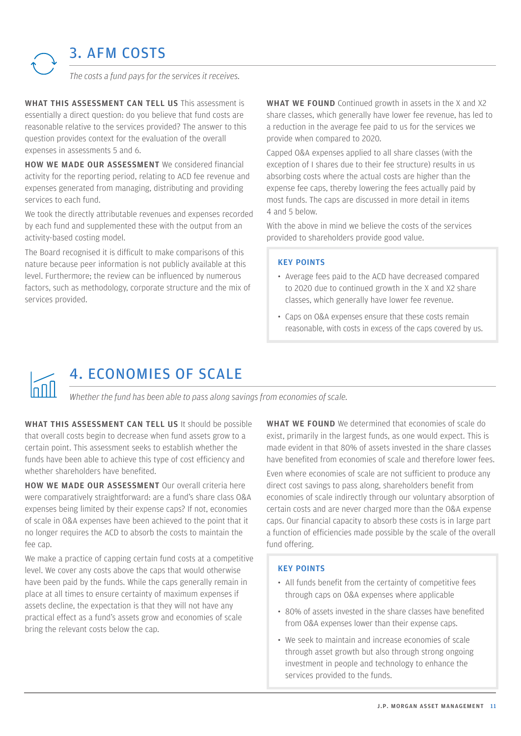## 3. AFM COSTS

*The costs a fund pays for the services it receives.*

**WHAT THIS ASSESSMENT CAN TELL US** This assessment is essentially a direct question: do you believe that fund costs are reasonable relative to the services provided? The answer to this question provides context for the evaluation of the overall expenses in assessments 5 and 6.

**HOW WE MADE OUR ASSESSMENT** We considered financial activity for the reporting period, relating to ACD fee revenue and expenses generated from managing, distributing and providing services to each fund.

We took the directly attributable revenues and expenses recorded by each fund and supplemented these with the output from an activity-based costing model.

The Board recognised it is difficult to make comparisons of this nature because peer information is not publicly available at this level. Furthermore; the review can be influenced by numerous factors, such as methodology, corporate structure and the mix of services provided.

**WHAT WE FOUND** Continued growth in assets in the X and X2 share classes, which generally have lower fee revenue, has led to a reduction in the average fee paid to us for the services we provide when compared to 2020.

Capped O&A expenses applied to all share classes (with the exception of I shares due to their fee structure) results in us absorbing costs where the actual costs are higher than the expense fee caps, thereby lowering the fees actually paid by most funds. The caps are discussed in more detail in items 4 and 5 below.

With the above in mind we believe the costs of the services provided to shareholders provide good value.

**KEY POINTS**

- Average fees paid to the ACD have decreased compared to 2020 due to continued growth in the X and X2 share classes, which generally have lower fee revenue.
- Caps on O&A expenses ensure that these costs remain reasonable, with costs in excess of the caps covered by us.

## 4. ECONOMIES OF SCALE

*Whether the fund has been able to pass along savings from economies of scale.*

**WHAT THIS ASSESSMENT CAN TELL US** It should be possible that overall costs begin to decrease when fund assets grow to a certain point. This assessment seeks to establish whether the funds have been able to achieve this type of cost efficiency and whether shareholders have benefited.

**HOW WE MADE OUR ASSESSMENT** Our overall criteria here were comparatively straightforward: are a fund's share class O&A expenses being limited by their expense caps? If not, economies of scale in O&A expenses have been achieved to the point that it no longer requires the ACD to absorb the costs to maintain the fee cap.

We make a practice of capping certain fund costs at a competitive level. We cover any costs above the caps that would otherwise have been paid by the funds. While the caps generally remain in place at all times to ensure certainty of maximum expenses if assets decline, the expectation is that they will not have any practical effect as a fund's assets grow and economies of scale bring the relevant costs below the cap.

**WHAT WE FOUND** We determined that economies of scale do exist, primarily in the largest funds, as one would expect. This is made evident in that 80% of assets invested in the share classes have benefited from economies of scale and therefore lower fees.

Even where economies of scale are not sufficient to produce any direct cost savings to pass along, shareholders benefit from economies of scale indirectly through our voluntary absorption of certain costs and are never charged more than the O&A expense caps. Our financial capacity to absorb these costs is in large part a function of efficiencies made possible by the scale of the overall fund offering.

**KEY POINTS**

- All funds benefit from the certainty of competitive fees through caps on O&A expenses where applicable
- 80% of assets invested in the share classes have benefited from O&A expenses lower than their expense caps.
- We seek to maintain and increase economies of scale through asset growth but also through strong ongoing investment in people and technology to enhance the services provided to the funds.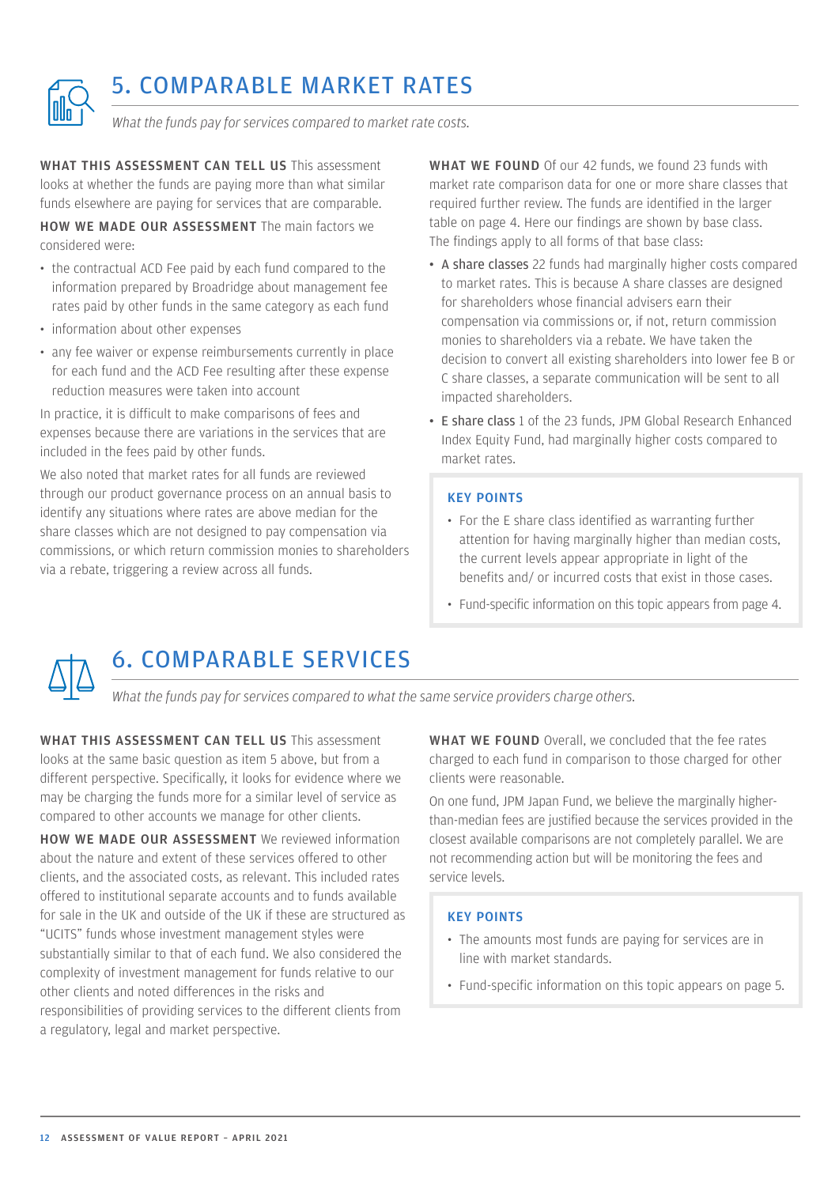## 5. COMPARABLE MARKET RATES

*What the funds pay for services compared to market rate costs.*

**WHAT THIS ASSESSMENT CAN TELL US** This assessment looks at whether the funds are paying more than what similar funds elsewhere are paying for services that are comparable.

**HOW WE MADE OUR ASSESSMENT** The main factors we considered were:

- the contractual ACD Fee paid by each fund compared to the information prepared by Broadridge about management fee rates paid by other funds in the same category as each fund
- information about other expenses
- any fee waiver or expense reimbursements currently in place for each fund and the ACD Fee resulting after these expense reduction measures were taken into account

In practice, it is difficult to make comparisons of fees and expenses because there are variations in the services that are included in the fees paid by other funds.

We also noted that market rates for all funds are reviewed through our product governance process on an annual basis to identify any situations where rates are above median for the share classes which are not designed to pay compensation via commissions, or which return commission monies to shareholders via a rebate, triggering a review across all funds.

**WHAT WE FOUND** Of our 42 funds, we found 23 funds with market rate comparison data for one or more share classes that required further review. The funds are identified in the larger table on page 4. Here our findings are shown by base class. The findings apply to all forms of that base class:

- A share classes 22 funds had marginally higher costs compared to market rates. This is because A share classes are designed for shareholders whose financial advisers earn their compensation via commissions or, if not, return commission monies to shareholders via a rebate. We have taken the decision to convert all existing shareholders into lower fee B or C share classes, a separate communication will be sent to all impacted shareholders.
- E share class 1 of the 23 funds, JPM Global Research Enhanced Index Equity Fund, had marginally higher costs compared to market rates.

**KEY POINTS**

- For the E share class identified as warranting further attention for having marginally higher than median costs, the current levels appear appropriate in light of the benefits and/ or incurred costs that exist in those cases.
- Fund-specific information on this topic appears from page 4.

## 6. COMPARABLE SERVICES

*What the funds pay for services compared to what the same service providers charge others.*

**WHAT THIS ASSESSMENT CAN TELL US** This assessment looks at the same basic question as item 5 above, but from a different perspective. Specifically, it looks for evidence where we may be charging the funds more for a similar level of service as compared to other accounts we manage for other clients.

**HOW WE MADE OUR ASSESSMENT** We reviewed information about the nature and extent of these services offered to other clients, and the associated costs, as relevant. This included rates offered to institutional separate accounts and to funds available for sale in the UK and outside of the UK if these are structured as "UCITS" funds whose investment management styles were substantially similar to that of each fund. We also considered the complexity of investment management for funds relative to our other clients and noted differences in the risks and responsibilities of providing services to the different clients from a regulatory, legal and market perspective.

**WHAT WE FOUND** Overall, we concluded that the fee rates charged to each fund in comparison to those charged for other clients were reasonable.

On one fund, JPM Japan Fund, we believe the marginally higher-than-median fees are justified because the services provided in the closest available comparisons are not completely parallel. We are not recommending action but will be monitoring the fees and service levels.

**KEY POINTS**

- The amounts most funds are paying for services are in line with market standards.
- Fund-specific information on this topic appears on page 5.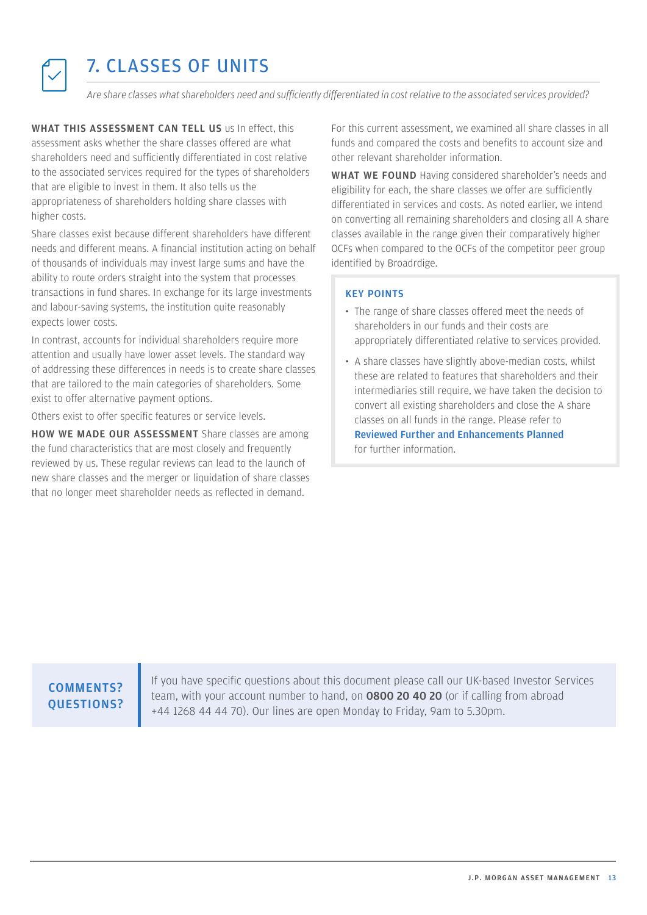# 7. CLASSES OF UNITS

*Are share classes what shareholders need and sufficiently differentiated in cost relative to the associated services provided?*

**WHAT THIS ASSESSMENT CAN TELL US** us In effect, this assessment asks whether the share classes offered are what shareholders need and sufficiently differentiated in cost relative to the associated services required for the types of shareholders that are eligible to invest in them. It also tells us the appropriateness of shareholders holding share classes with higher costs.

Share classes exist because different shareholders have different needs and different means. A financial institution acting on behalf of thousands of individuals may invest large sums and have the ability to route orders straight into the system that processes transactions in fund shares. In exchange for its large investments and labour-saving systems, the institution quite reasonably expects lower costs.

In contrast, accounts for individual shareholders require more attention and usually have lower asset levels. The standard way of addressing these differences in needs is to create share classes that are tailored to the main categories of shareholders. Some exist to offer alternative payment options.

Others exist to offer specific features or service levels.

**HOW WE MADE OUR ASSESSMENT** Share classes are among the fund characteristics that are most closely and frequently reviewed by us. These regular reviews can lead to the launch of new share classes and the merger or liquidation of share classes that no longer meet shareholder needs as reflected in demand.

For this current assessment, we examined all share classes in all funds and compared the costs and benefits to account size and other relevant shareholder information.

**WHAT WE FOUND** Having considered shareholder's needs and eligibility for each, the share classes we offer are sufficiently differentiated in services and costs. As noted earlier, we intend on converting all remaining shareholders and closing all A share classes available in the range given their comparatively higher OCFs when compared to the OCFs of the competitor peer group identified by Broadrdige.

**KEY POINTS**

- The range of share classes offered meet the needs of shareholders in our funds and their costs are appropriately differentiated relative to services provided.
- A share classes have slightly above-median costs, whilst these are related to features that shareholders and their intermediaries still require, we have taken the decision to convert all existing shareholders and close the A share classes on all funds in the range. Please refer to **Reviewed Further and Enhancements Planned** for further information.

**COMMENTS? QUESTIONS?**

If you have specific questions about this document please call our UK-based Investor Services team, with your account number to hand, on **0800 20 40 20** (or if calling from abroad +44 1268 44 44 70). Our lines are open Monday to Friday, 9am to 5.30pm.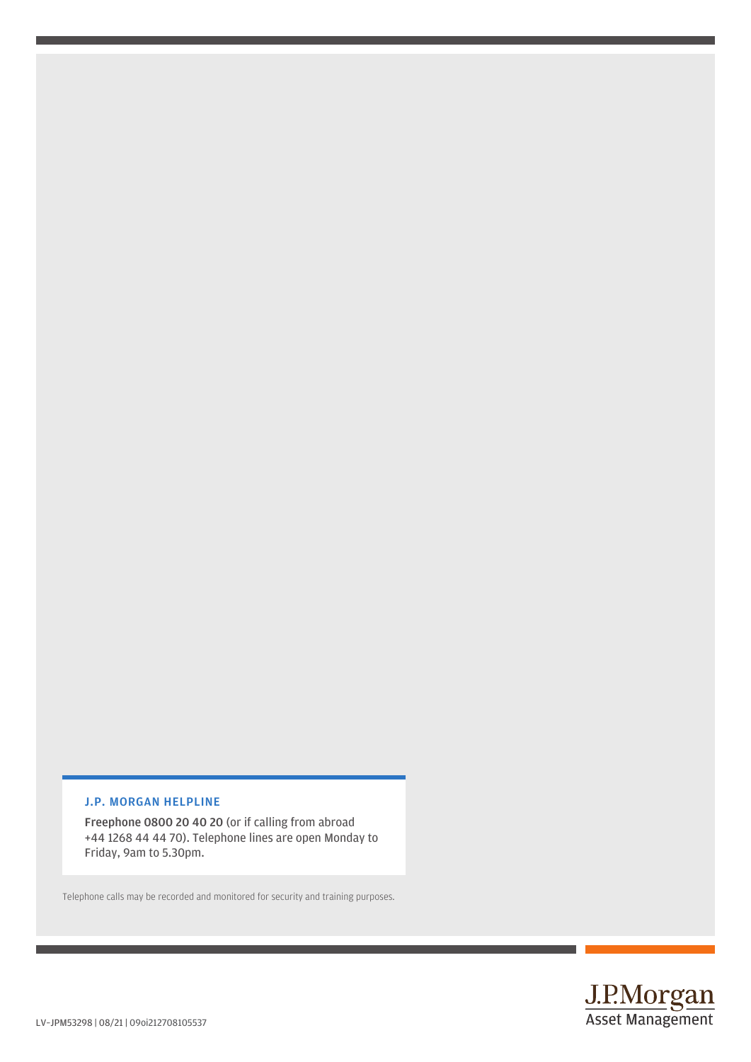### J.P. MORGAN HELPLINE

**Freephone 0800 20 40 20** (or if calling from abroad +44 1268 44 44 70). Telephone lines are open Monday to Friday, 9am to 5.30pm.

Telephone calls may be recorded and monitored for security and training purposes.

J.P.Morgan
Asset Management

LV–JPM53298 | 08/21 | 09oi212708105537